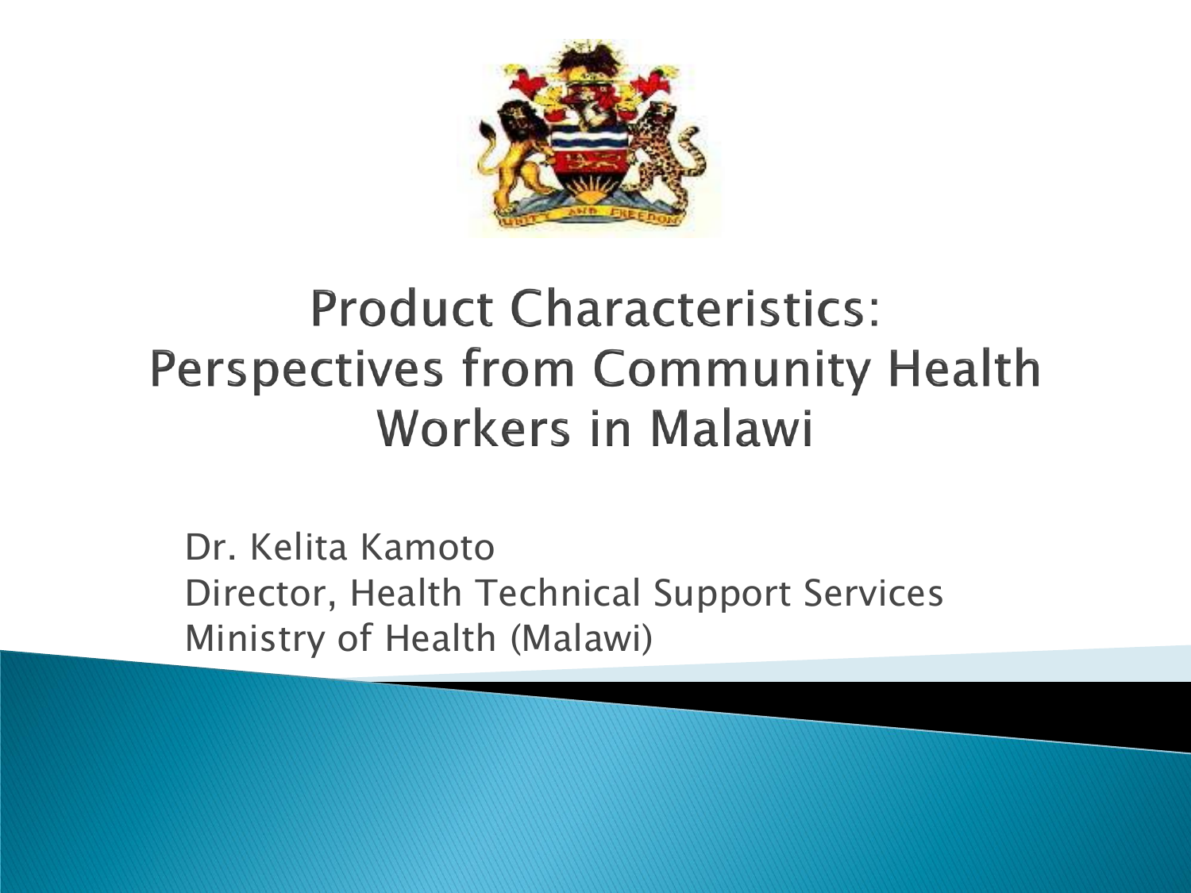# Product Characteristics: Perspectives from Community Health Workers in Malawi

Dr. Kelita Kamoto
Director, Health Technical Support Services
Ministry of Health (Malawi)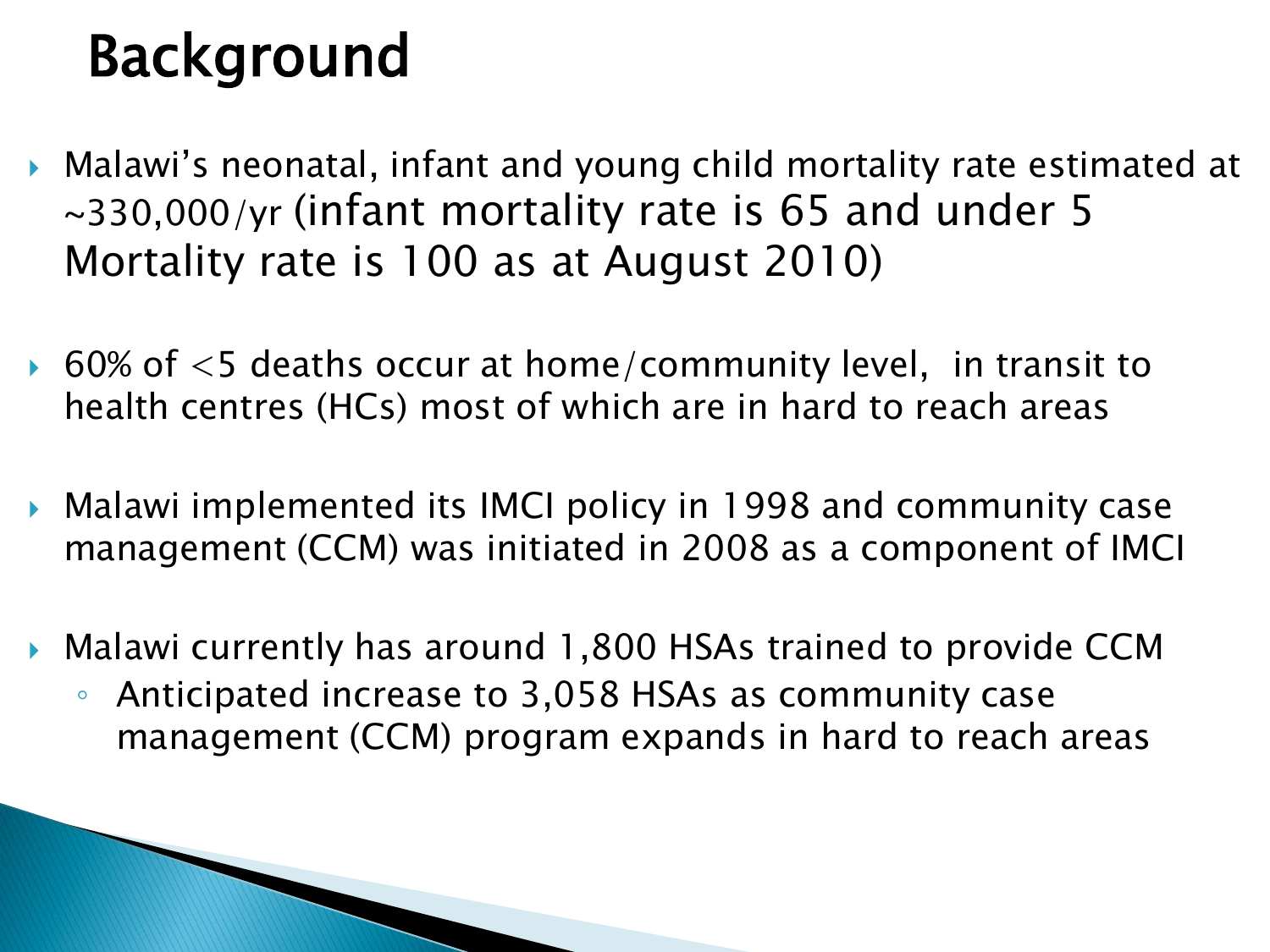# Background

- Malawi's neonatal, infant and young child mortality rate estimated at ~330,000/yr (infant mortality rate is 65 and under 5 Mortality rate is 100 as at August 2010)

- 60% of <5 deaths occur at home/community level, in transit to health centres (HCs) most of which are in hard to reach areas

- Malawi implemented its IMCI policy in 1998 and community case management (CCM) was initiated in 2008 as a component of IMCI

- Malawi currently has around 1,800 HSAs trained to provide CCM
  - Anticipated increase to 3,058 HSAs as community case management (CCM) program expands in hard to reach areas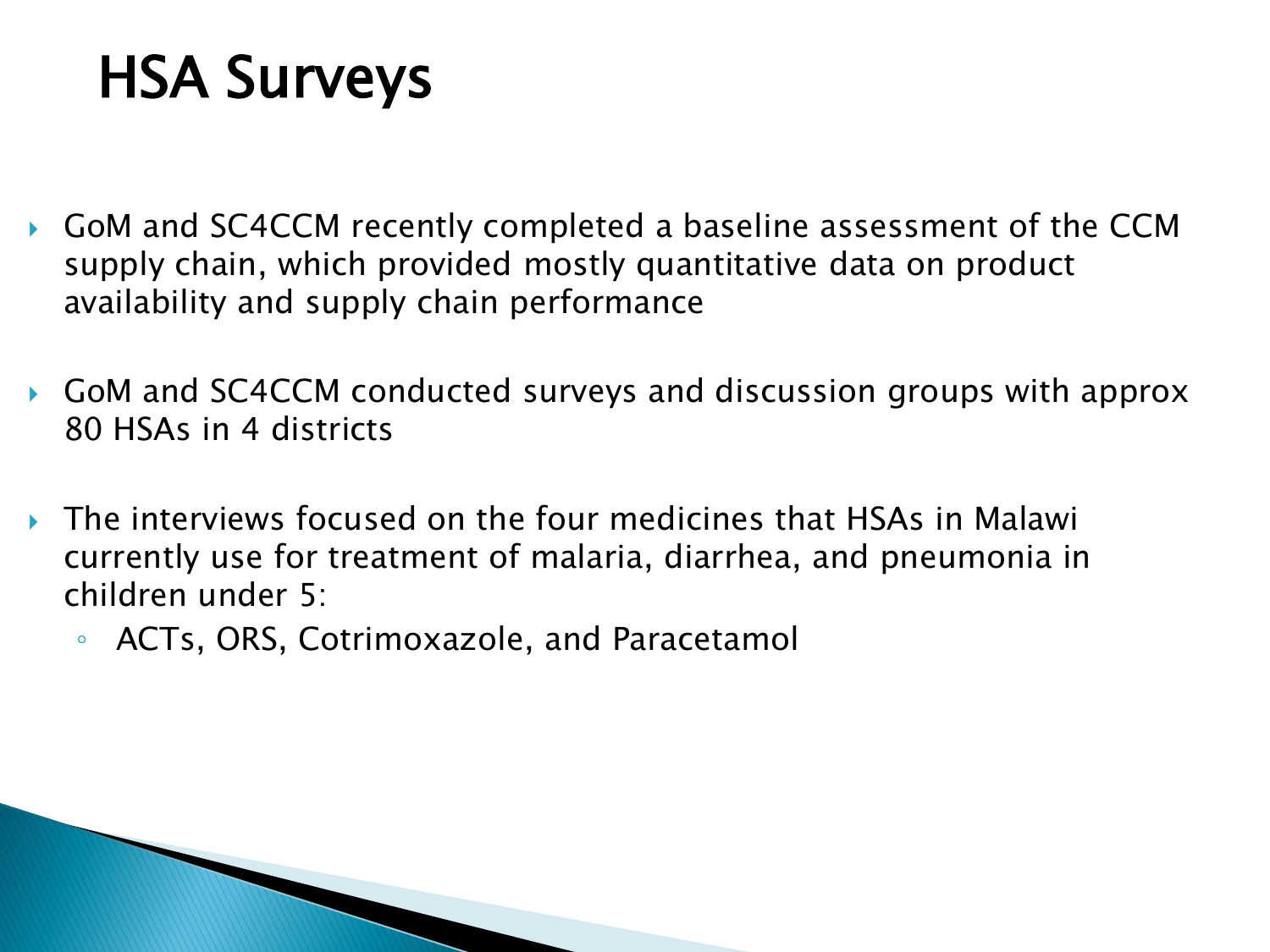# HSA Surveys

- GoM and SC4CCM recently completed a baseline assessment of the CCM supply chain, which provided mostly quantitative data on product availability and supply chain performance
- GoM and SC4CCM conducted surveys and discussion groups with approx 80 HSAs in 4 districts
- The interviews focused on the four medicines that HSAs in Malawi currently use for treatment of malaria, diarrhea, and pneumonia in children under 5:
  - ACTs, ORS, Cotrimoxazole, and Paracetamol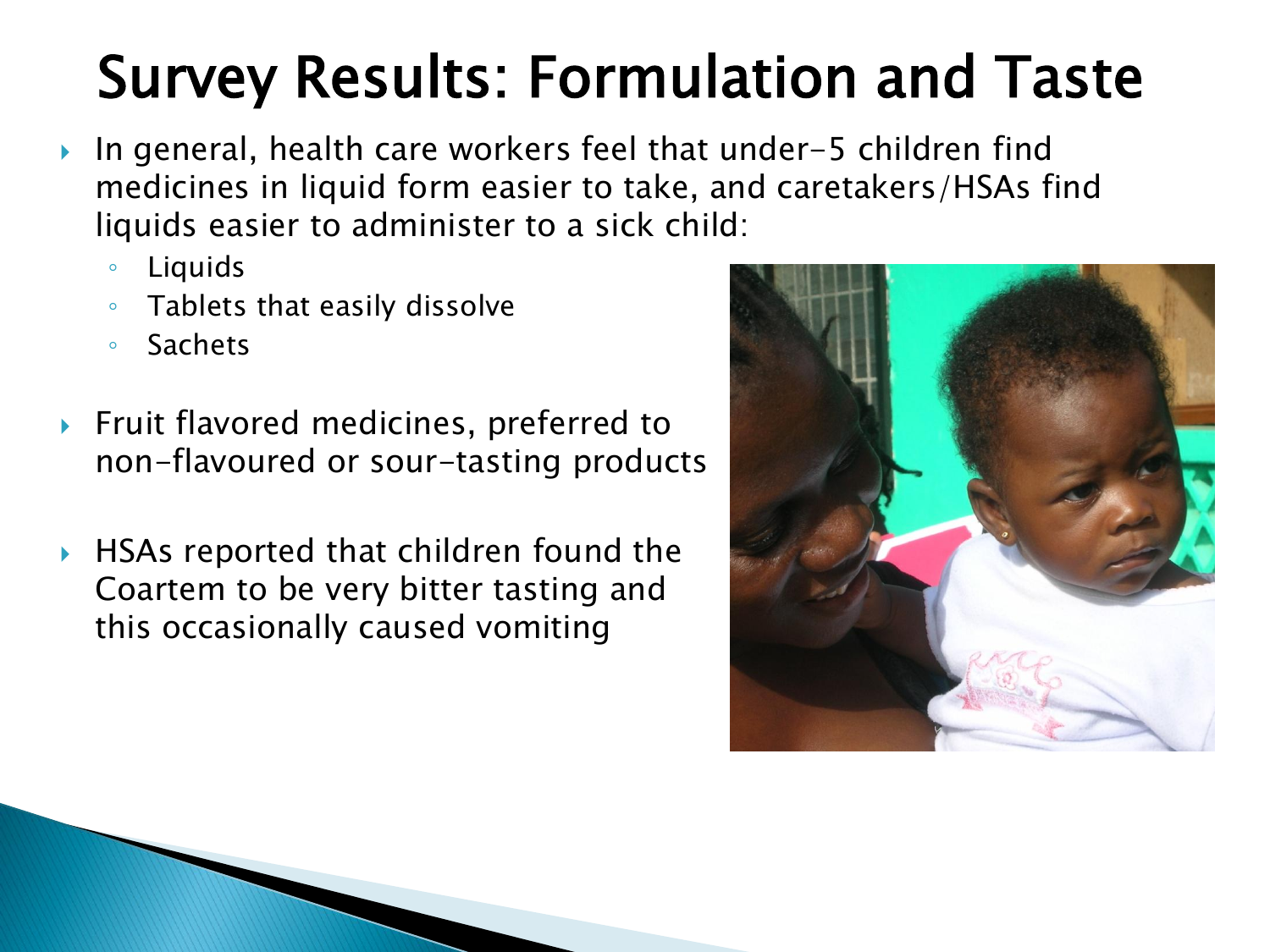# Survey Results: Formulation and Taste

- In general, health care workers feel that under-5 children find medicines in liquid form easier to take, and caretakers/HSAs find liquids easier to administer to a sick child:
  - Liquids
  - Tablets that easily dissolve
  - Sachets
- Fruit flavored medicines, preferred to non-flavoured or sour-tasting products
- HSAs reported that children found the Coartem to be very bitter tasting and this occasionally caused vomiting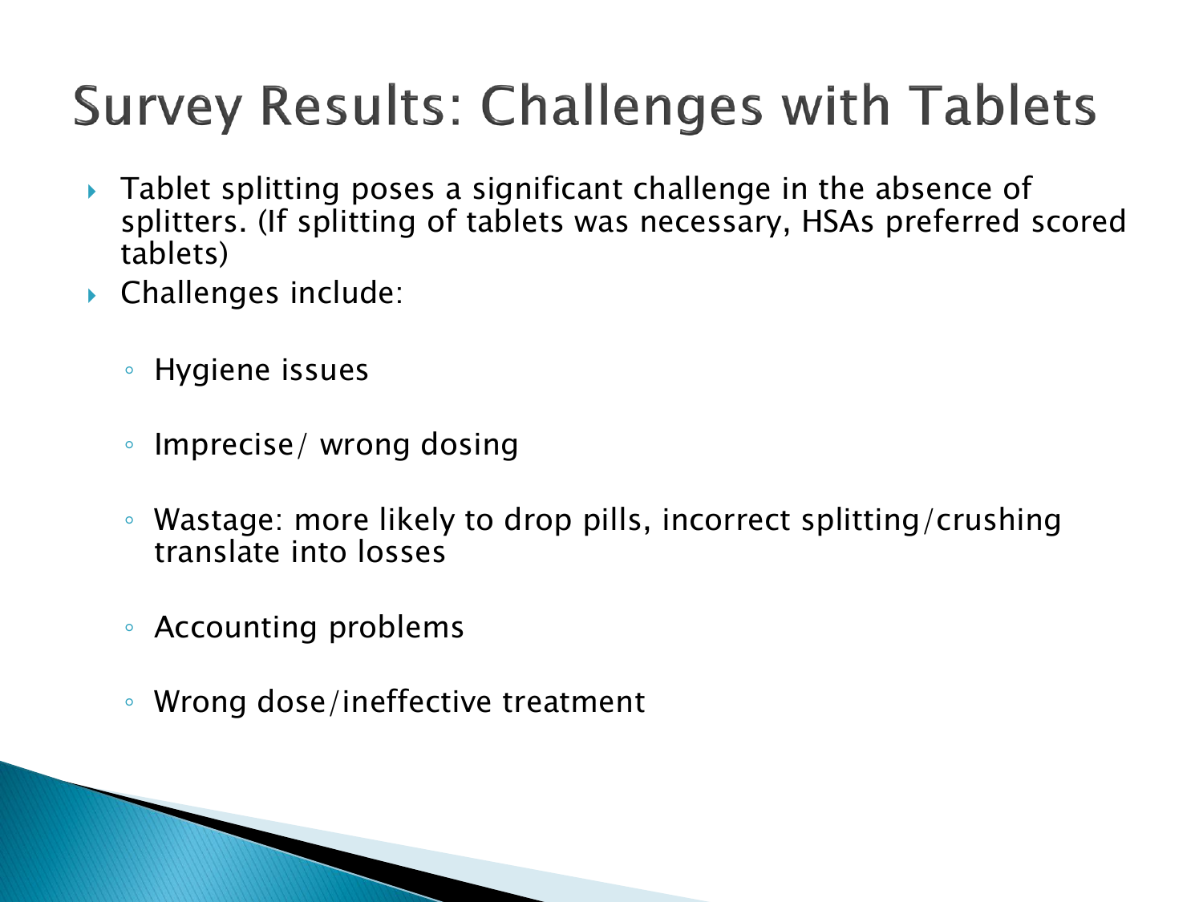# Survey Results: Challenges with Tablets

- Tablet splitting poses a significant challenge in the absence of splitters. (If splitting of tablets was necessary, HSAs preferred scored tablets)
- Challenges include:
  - Hygiene issues
  - Imprecise/ wrong dosing
  - Wastage: more likely to drop pills, incorrect splitting/crushing translate into losses
  - Accounting problems
  - Wrong dose/ineffective treatment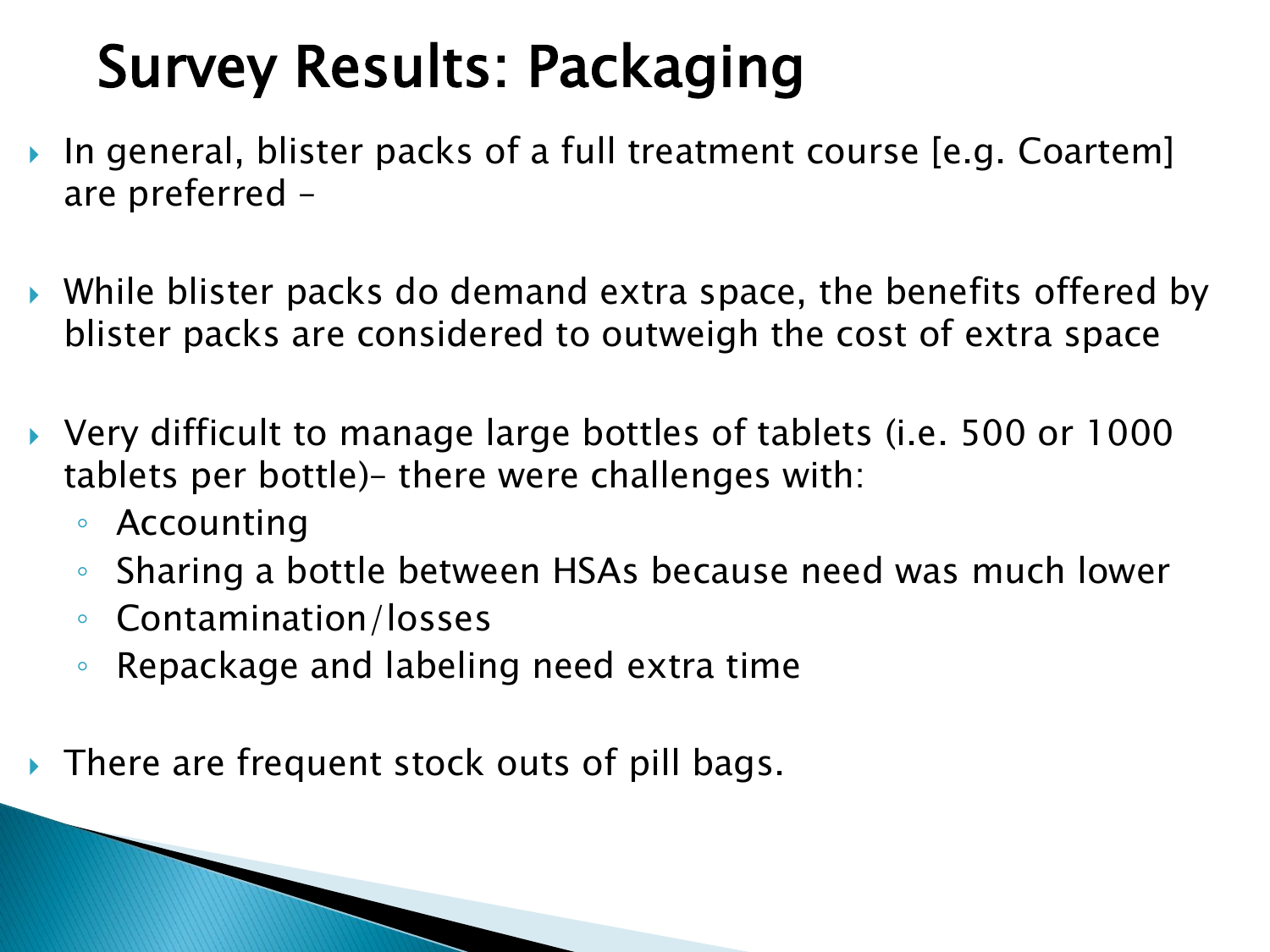# Survey Results: Packaging

- In general, blister packs of a full treatment course [e.g. Coartem] are preferred –
- While blister packs do demand extra space, the benefits offered by blister packs are considered to outweigh the cost of extra space
- Very difficult to manage large bottles of tablets (i.e. 500 or 1000 tablets per bottle)– there were challenges with:
  - Accounting
  - Sharing a bottle between HSAs because need was much lower
  - Contamination/losses
  - Repackage and labeling need extra time
- There are frequent stock outs of pill bags.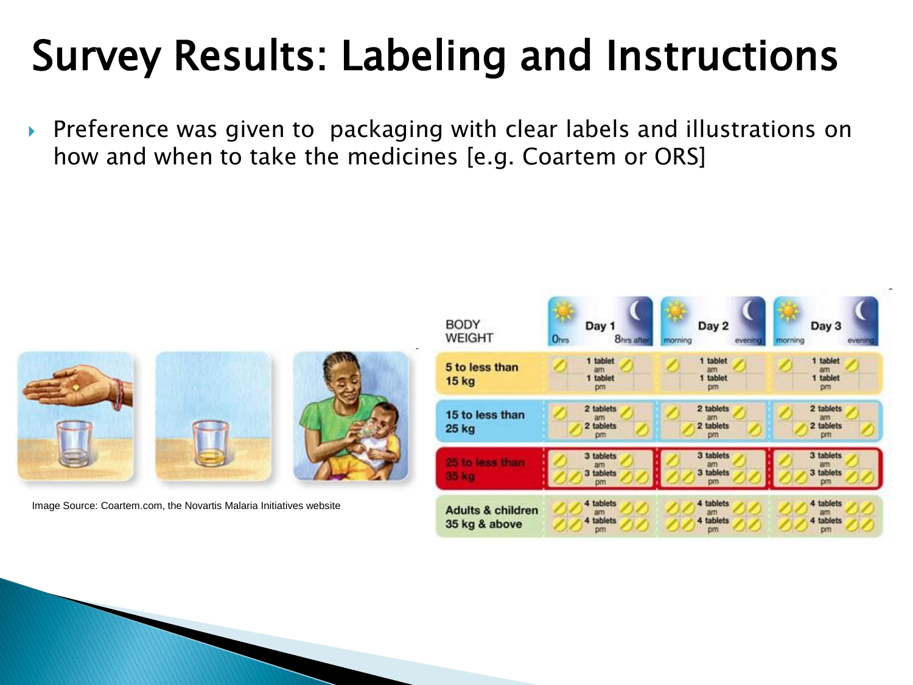# Survey Results: Labeling and Instructions

- Preference was given to packaging with clear labels and illustrations on how and when to take the medicines [e.g. Coartem or ORS]

Image Source: Coartem.com, the Novartis Malaria Initiatives website

| BODY WEIGHT | Day 1 (0hrs – 8hrs after) | Day 2 (morning – evening) | Day 3 (morning – evening) |
|---|---|---|---|
| 5 to less than 15 kg | 1 tablet am, 1 tablet pm | 1 tablet am, 1 tablet pm | 1 tablet am, 1 tablet pm |
| 15 to less than 25 kg | 2 tablets am, 2 tablets pm | 2 tablets am, 2 tablets pm | 2 tablets am, 2 tablets pm |
| 25 to less than 35 kg | 3 tablets am, 3 tablets pm | 3 tablets am, 3 tablets pm | 3 tablets am, 3 tablets pm |
| Adults & children 35 kg & above | 4 tablets am, 4 tablets pm | 4 tablets am, 4 tablets pm | 4 tablets am, 4 tablets pm |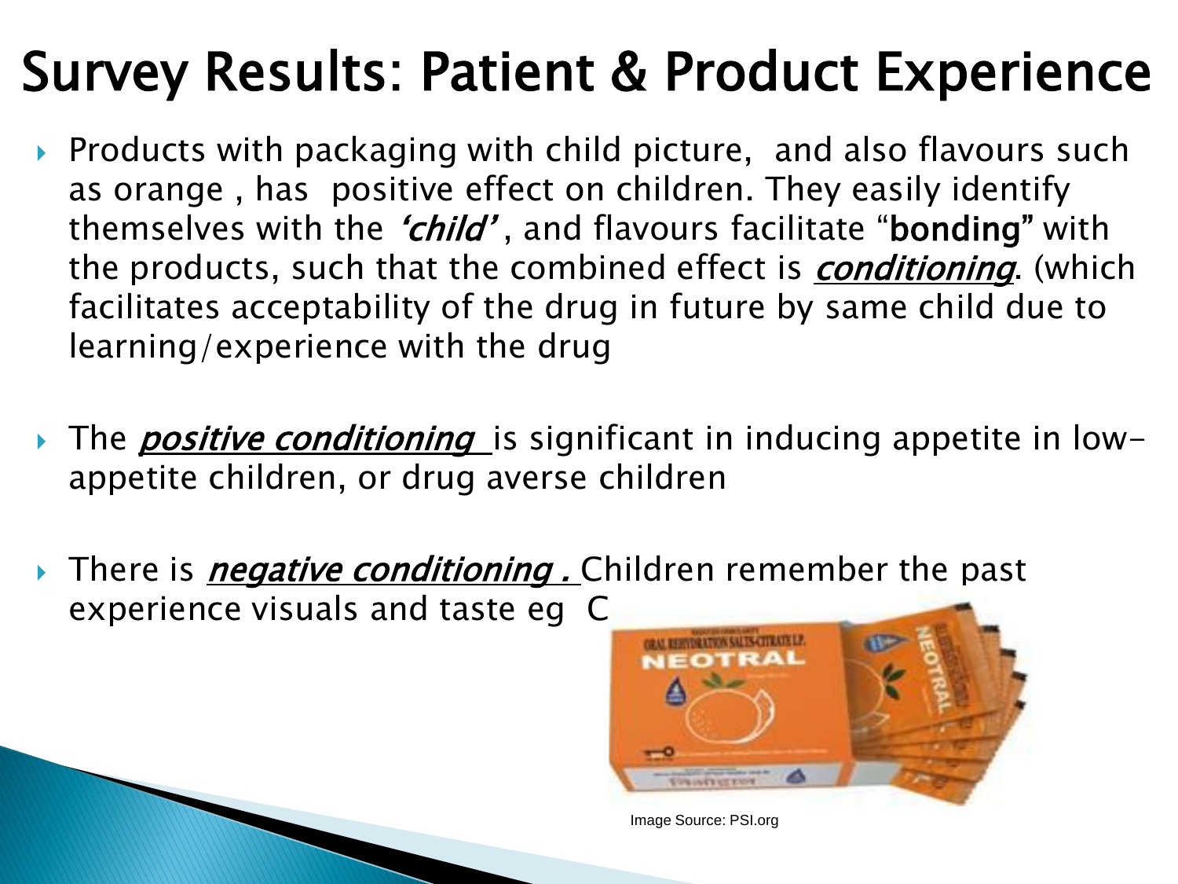# Survey Results: Patient & Product Experience

- Products with packaging with child picture, and also flavours such as orange , has positive effect on children. They easily identify themselves with the ***'child'*** , and flavours facilitate "**bonding**" with the products, such that the combined effect is ***conditioning***. (which facilitates acceptability of the drug in future by same child due to learning/experience with the drug

- The ***positive conditioning*** is significant in inducing appetite in low-appetite children, or drug averse children

- There is ***negative conditioning .*** Children remember the past experience visuals and taste eg C

Image Source: PSI.org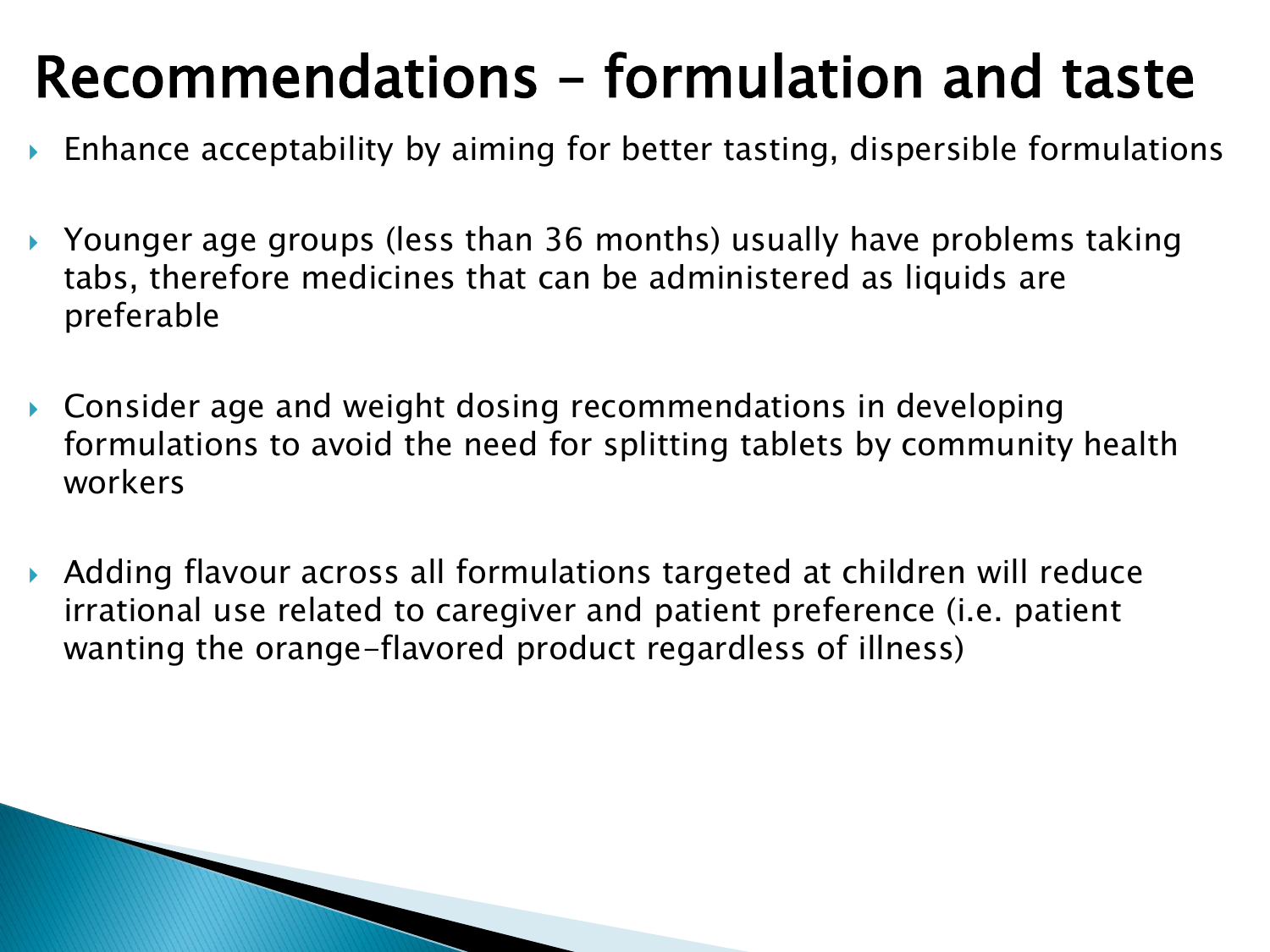# Recommendations – formulation and taste

- Enhance acceptability by aiming for better tasting, dispersible formulations
- Younger age groups (less than 36 months) usually have problems taking tabs, therefore medicines that can be administered as liquids are preferable
- Consider age and weight dosing recommendations in developing formulations to avoid the need for splitting tablets by community health workers
- Adding flavour across all formulations targeted at children will reduce irrational use related to caregiver and patient preference (i.e. patient wanting the orange-flavored product regardless of illness)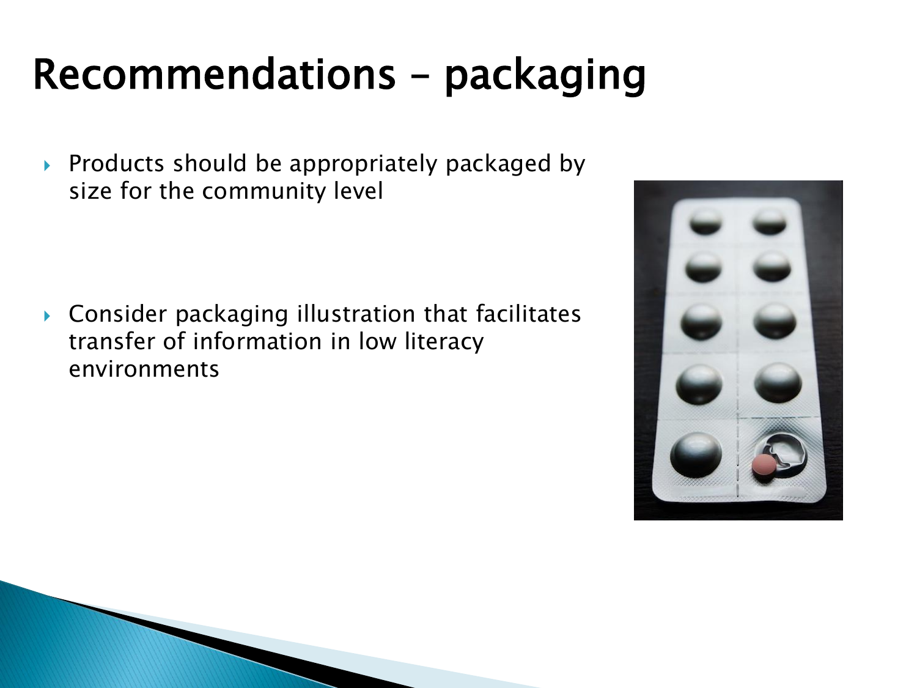# Recommendations – packaging

- Products should be appropriately packaged by size for the community level
- Consider packaging illustration that facilitates transfer of information in low literacy environments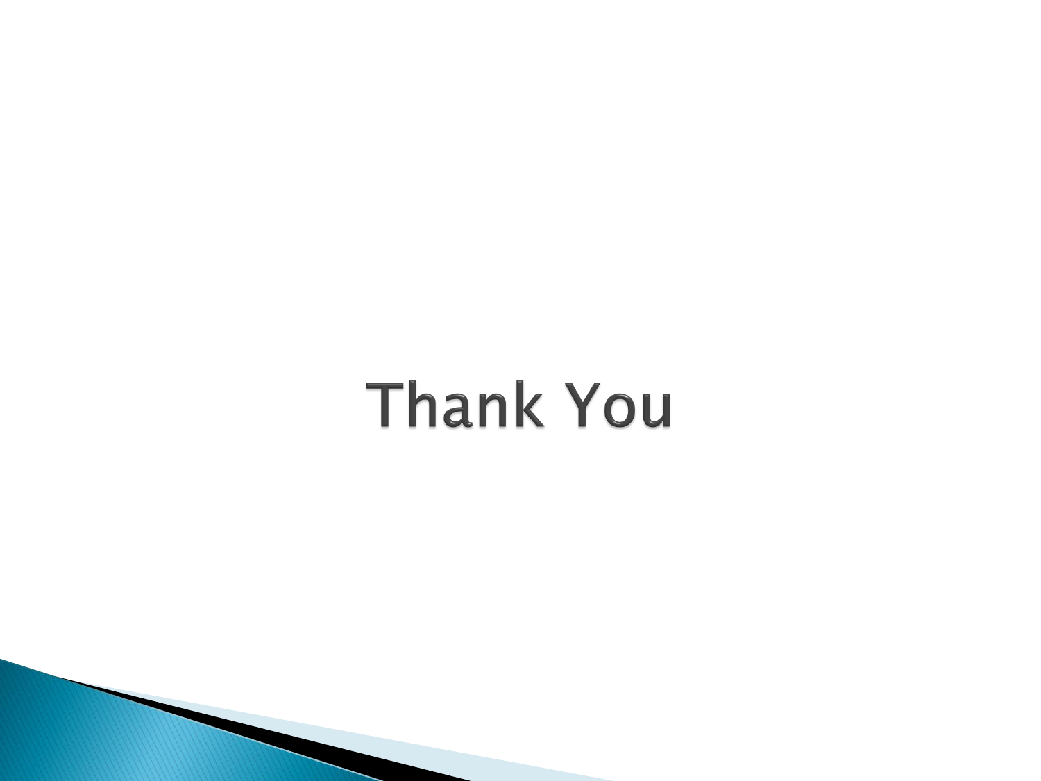# Thank You